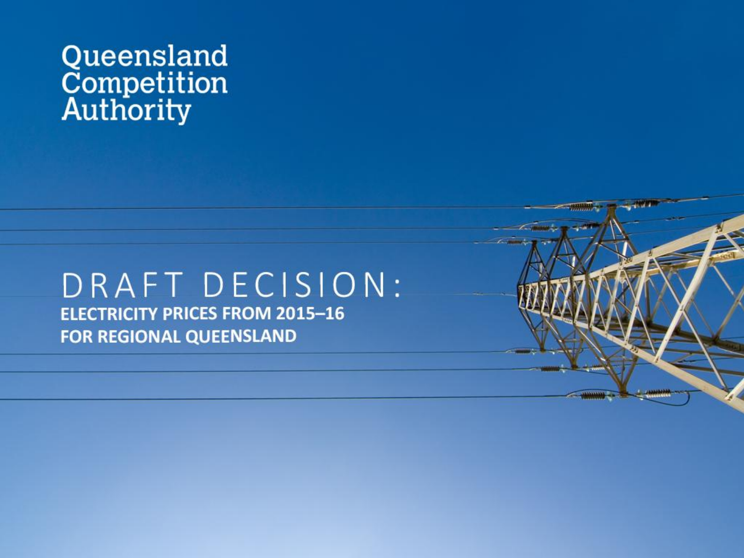Queensland Competition Authority

# DRAFT DECISION:

## ELECTRICITY PRICES FROM 2015–16 FOR REGIONAL QUEENSLAND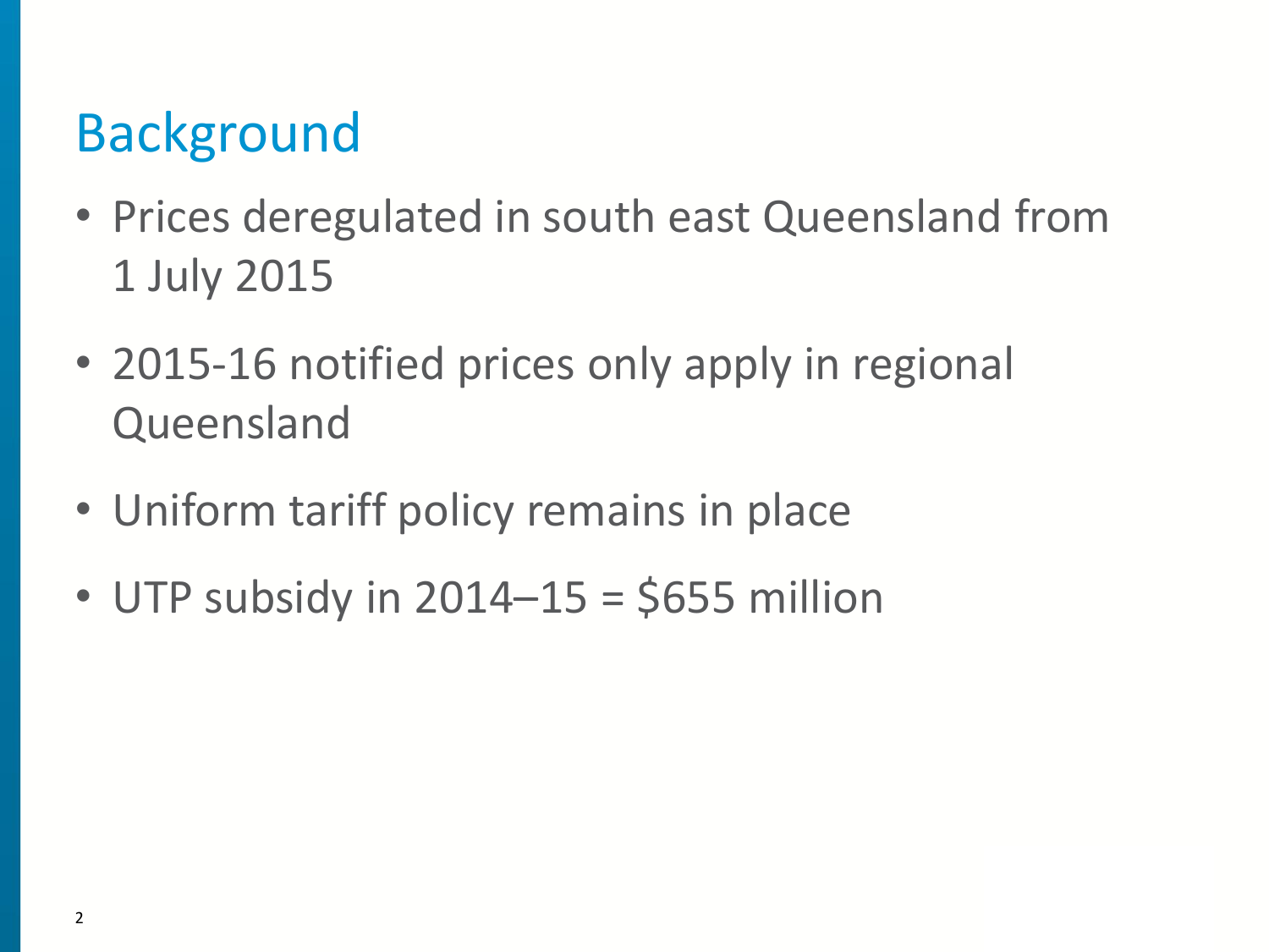# Background

- Prices deregulated in south east Queensland from 1 July 2015
- 2015-16 notified prices only apply in regional Queensland
- Uniform tariff policy remains in place
- UTP subsidy in 2014–15 = $655 million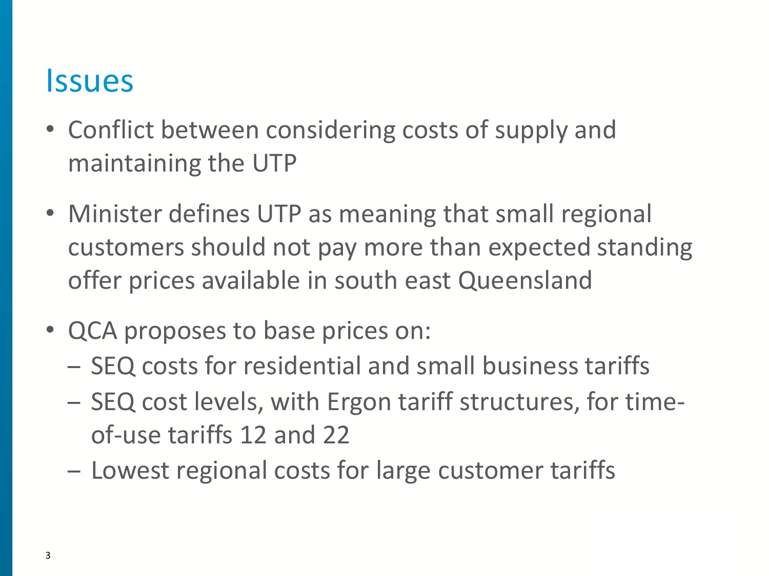# Issues

- Conflict between considering costs of supply and maintaining the UTP
- Minister defines UTP as meaning that small regional customers should not pay more than expected standing offer prices available in south east Queensland
- QCA proposes to base prices on:
  - SEQ costs for residential and small business tariffs
  - SEQ cost levels, with Ergon tariff structures, for time-of-use tariffs 12 and 22
  - Lowest regional costs for large customer tariffs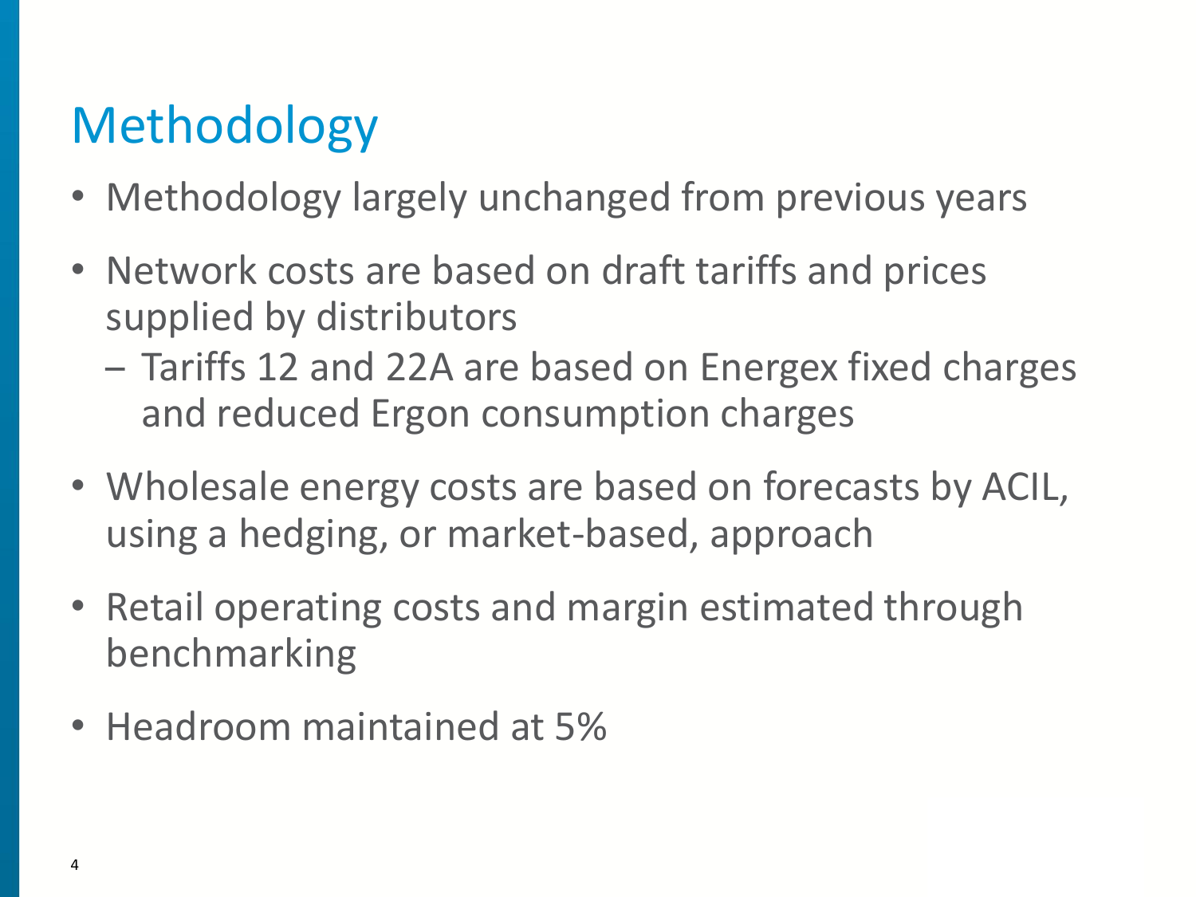# Methodology

- Methodology largely unchanged from previous years
- Network costs are based on draft tariffs and prices supplied by distributors
  - Tariffs 12 and 22A are based on Energex fixed charges and reduced Ergon consumption charges
- Wholesale energy costs are based on forecasts by ACIL, using a hedging, or market-based, approach
- Retail operating costs and margin estimated through benchmarking
- Headroom maintained at 5%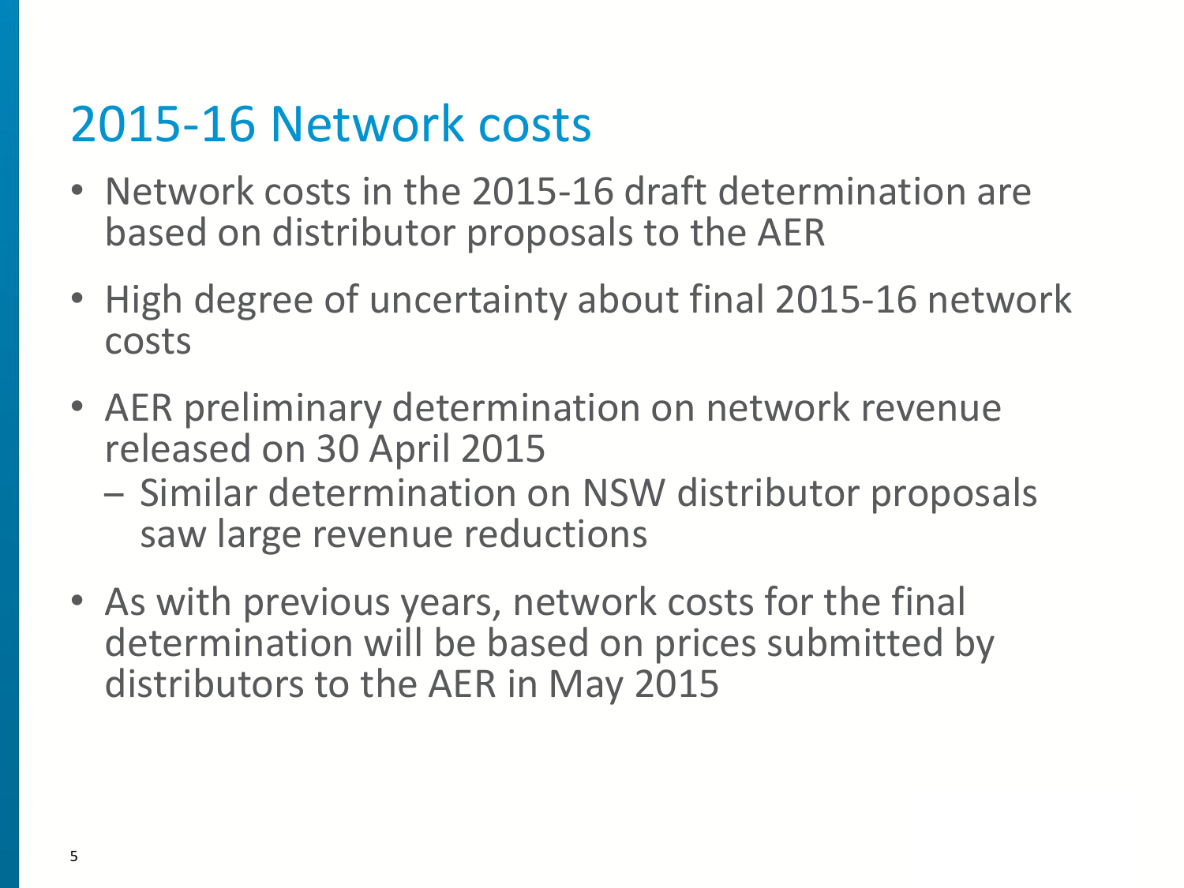# 2015-16 Network costs

- Network costs in the 2015-16 draft determination are based on distributor proposals to the AER
- High degree of uncertainty about final 2015-16 network costs
- AER preliminary determination on network revenue released on 30 April 2015
  - Similar determination on NSW distributor proposals saw large revenue reductions
- As with previous years, network costs for the final determination will be based on prices submitted by distributors to the AER in May 2015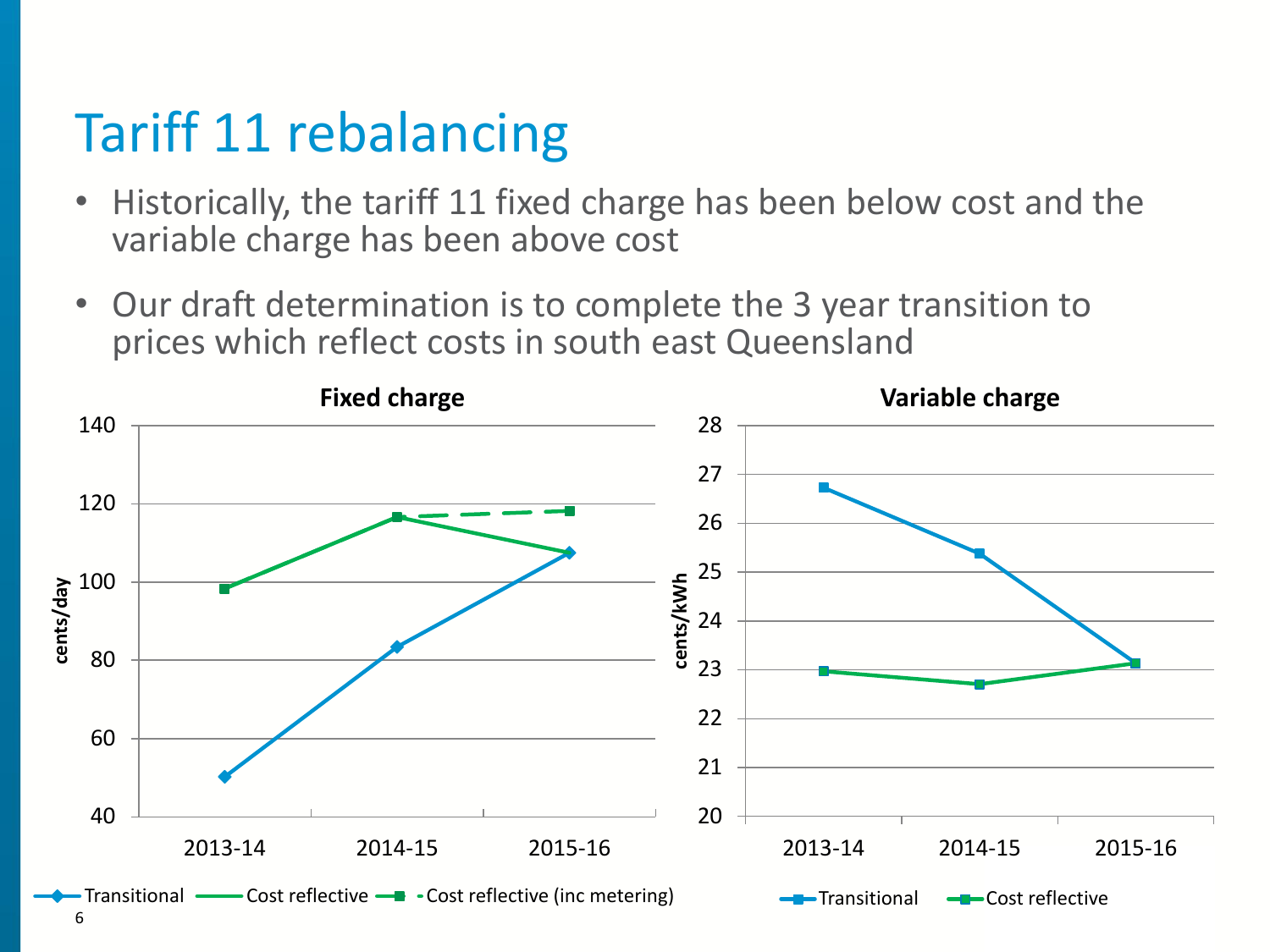# Tariff 11 rebalancing

- Historically, the tariff 11 fixed charge has been below cost and the variable charge has been above cost
- Our draft determination is to complete the 3 year transition to prices which reflect costs in south east Queensland

**Fixed charge**

cents/day

2013-14 2014-15 2015-16

Transitional — Cost reflective — Cost reflective (inc metering)

**Variable charge**

cents/kWh

2013-14 2014-15 2015-16

Transitional — Cost reflective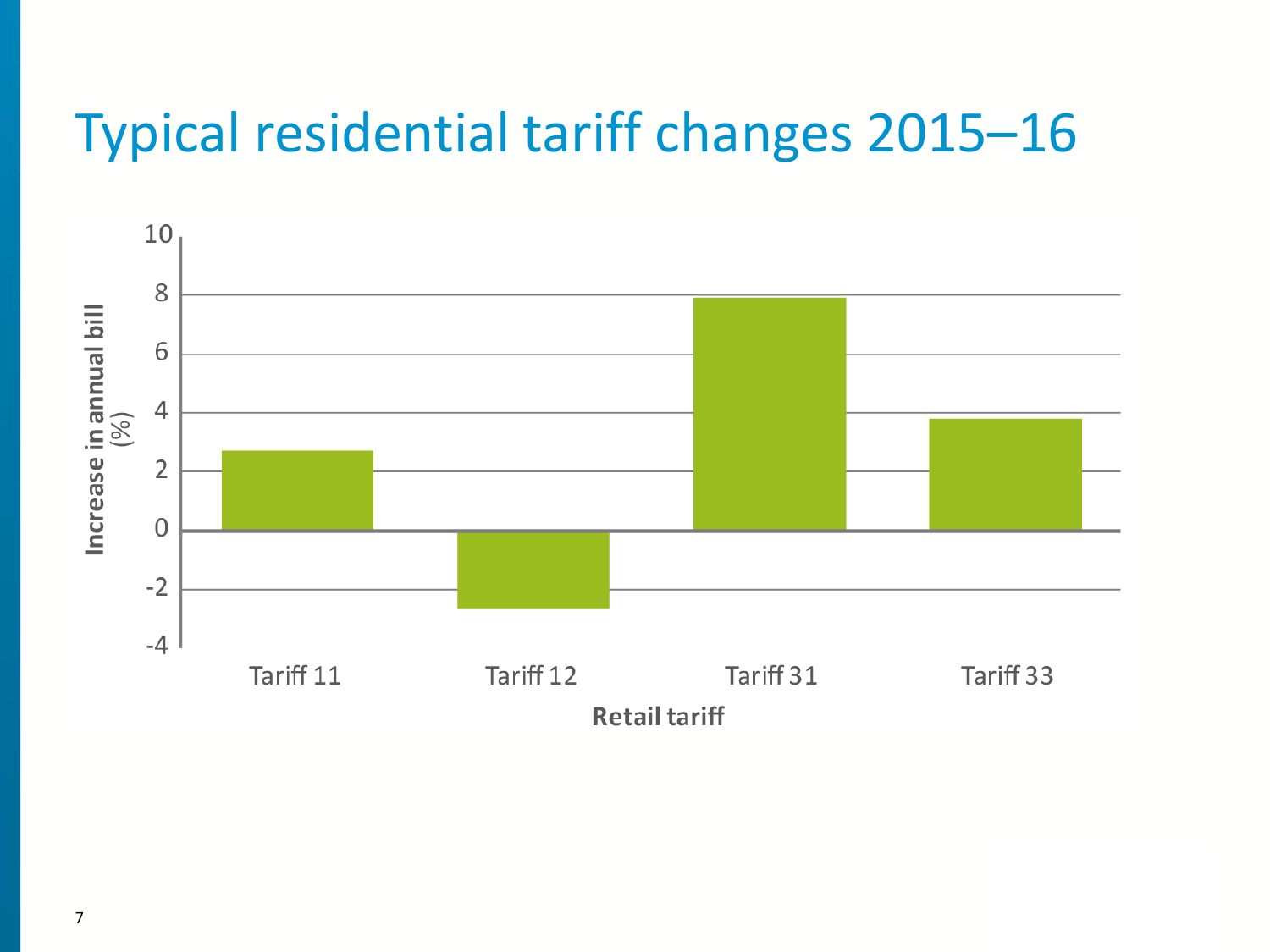# Typical residential tariff changes 2015–16

Increase in annual bill (%)

10
8
6
4
2
0
-2
-4

Tariff 11
Tariff 12
Tariff 31
Tariff 33

Retail tariff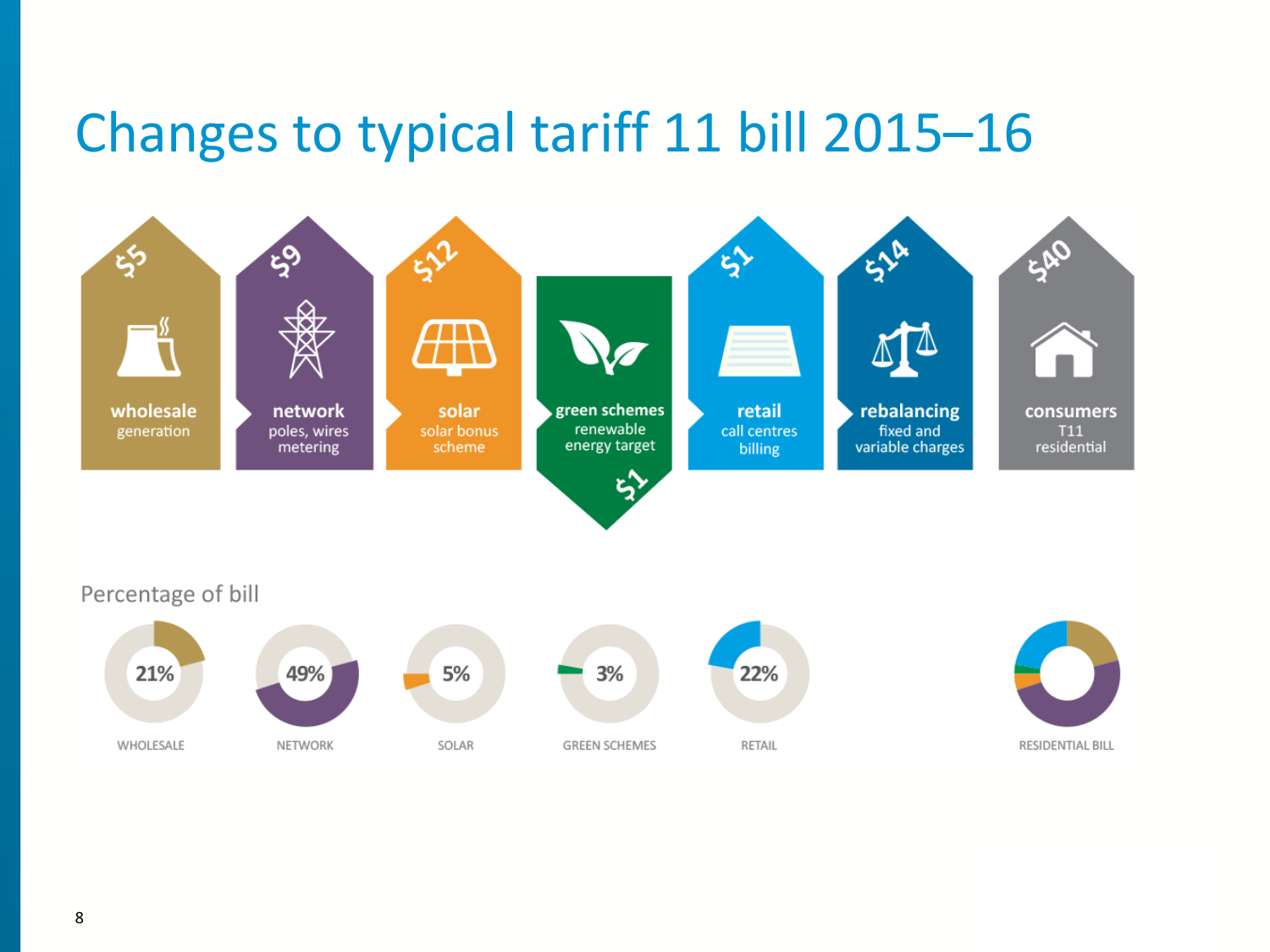# Changes to typical tariff 11 bill 2015–16

| Component | Description | Change |
|---|---|---|
| **wholesale** | generation | $5 |
| **network** | poles, wires metering | $9 |
| **solar** | solar bonus scheme | $12 |
| **green schemes** | renewable energy target | $1 |
| **retail** | call centres billing | $1 |
| **rebalancing** | fixed and variable charges | $14 |
| **consumers** | T11 residential | $40 |

## Percentage of bill

| Component | Percentage |
|---|---|
| WHOLESALE | 21% |
| NETWORK | 49% |
| SOLAR | 5% |
| GREEN SCHEMES | 3% |
| RETAIL | 22% |

RESIDENTIAL BILL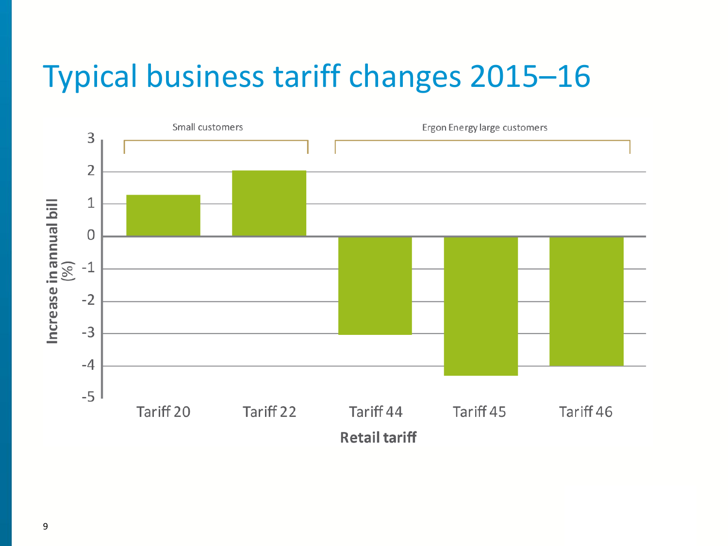# Typical business tariff changes 2015–16

Small customers

Ergon Energy large customers

Increase in annual bill (%)

3
2
1
0
-1
-2
-3
-4
-5

Tariff 20 | Tariff 22 | Tariff 44 | Tariff 45 | Tariff 46

Retail tariff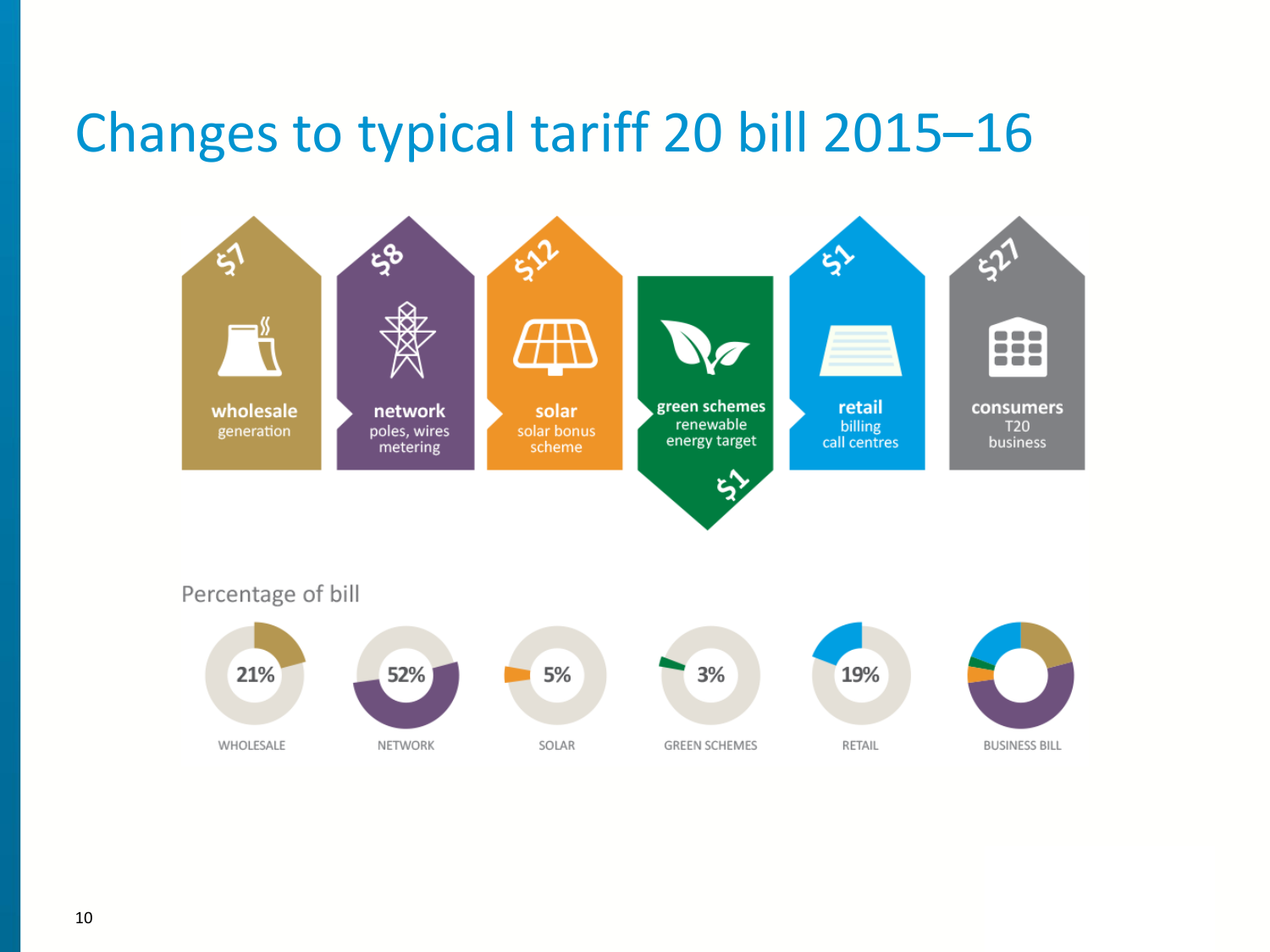# Changes to typical tariff 20 bill 2015–16

| Component | Change | Description |
|---|---|---|
| wholesale | $7 (increase) | generation |
| network | $8 (increase) | poles, wires metering |
| solar | $12 (increase) | solar bonus scheme |
| green schemes | $1 (decrease) | renewable energy target |
| retail | $1 (increase) | billing call centres |
| consumers | $27 (increase) | T20 business |

## Percentage of bill

| WHOLESALE | NETWORK | SOLAR | GREEN SCHEMES | RETAIL | BUSINESS BILL |
|---|---|---|---|---|---|
| 21% | 52% | 5% | 3% | 19% | |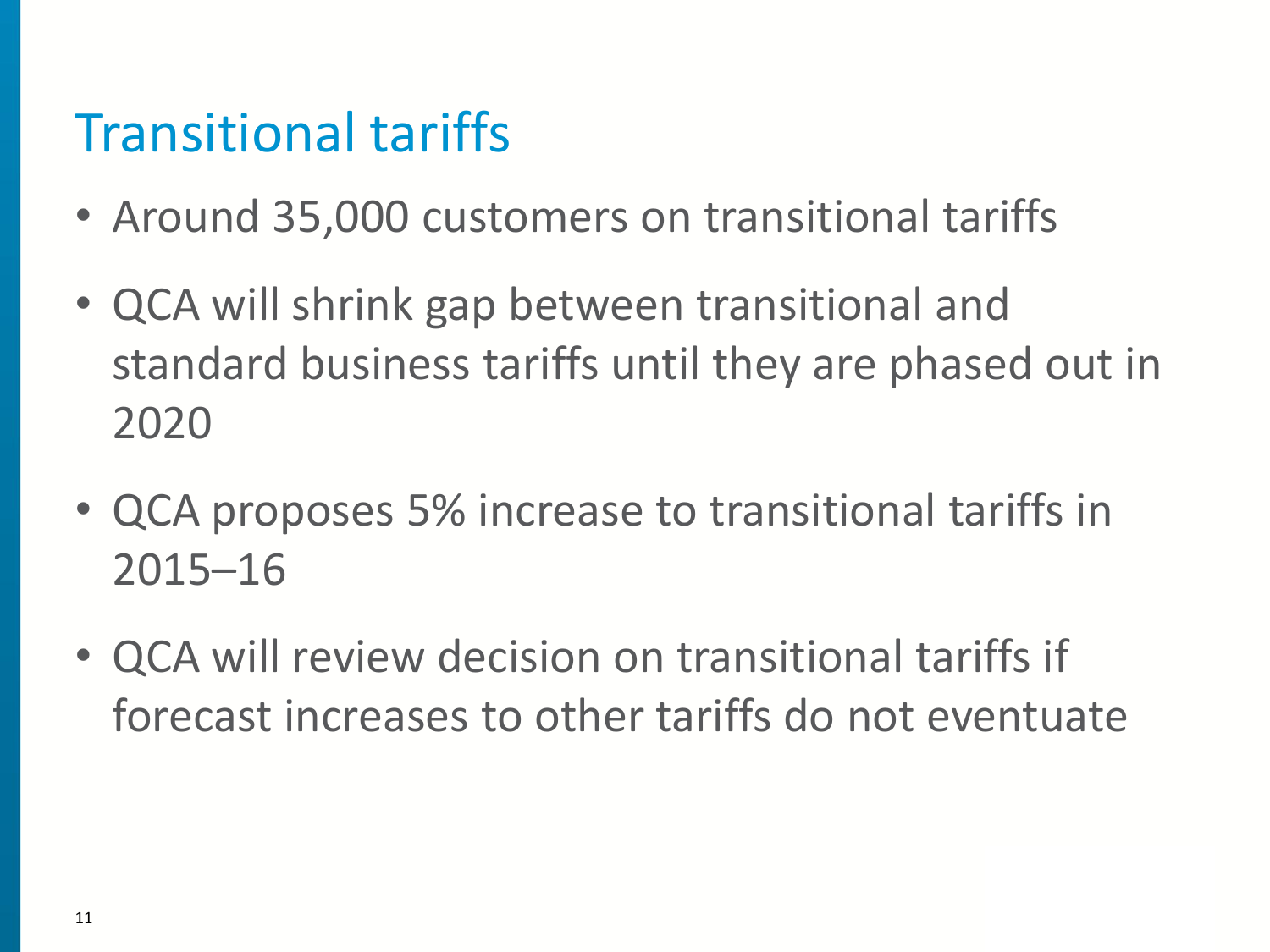# Transitional tariffs

- Around 35,000 customers on transitional tariffs
- QCA will shrink gap between transitional and standard business tariffs until they are phased out in 2020
- QCA proposes 5% increase to transitional tariffs in 2015–16
- QCA will review decision on transitional tariffs if forecast increases to other tariffs do not eventuate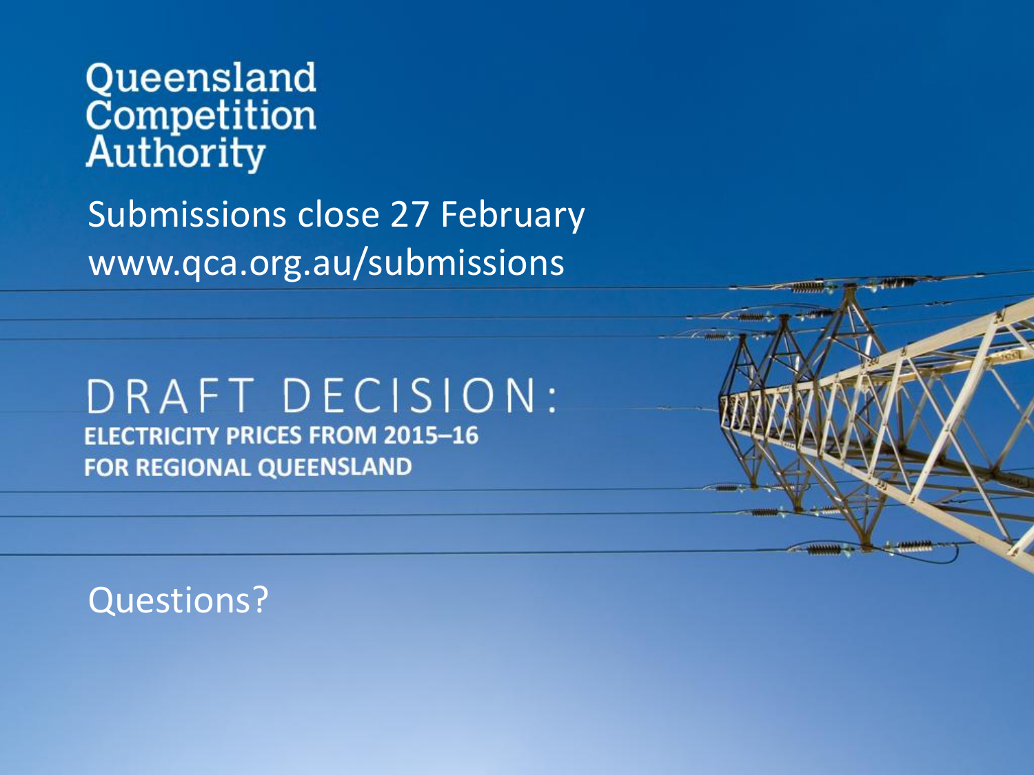Queensland Competition Authority

Submissions close 27 February
www.qca.org.au/submissions

# DRAFT DECISION:

**ELECTRICITY PRICES FROM 2015–16 FOR REGIONAL QUEENSLAND**

Questions?